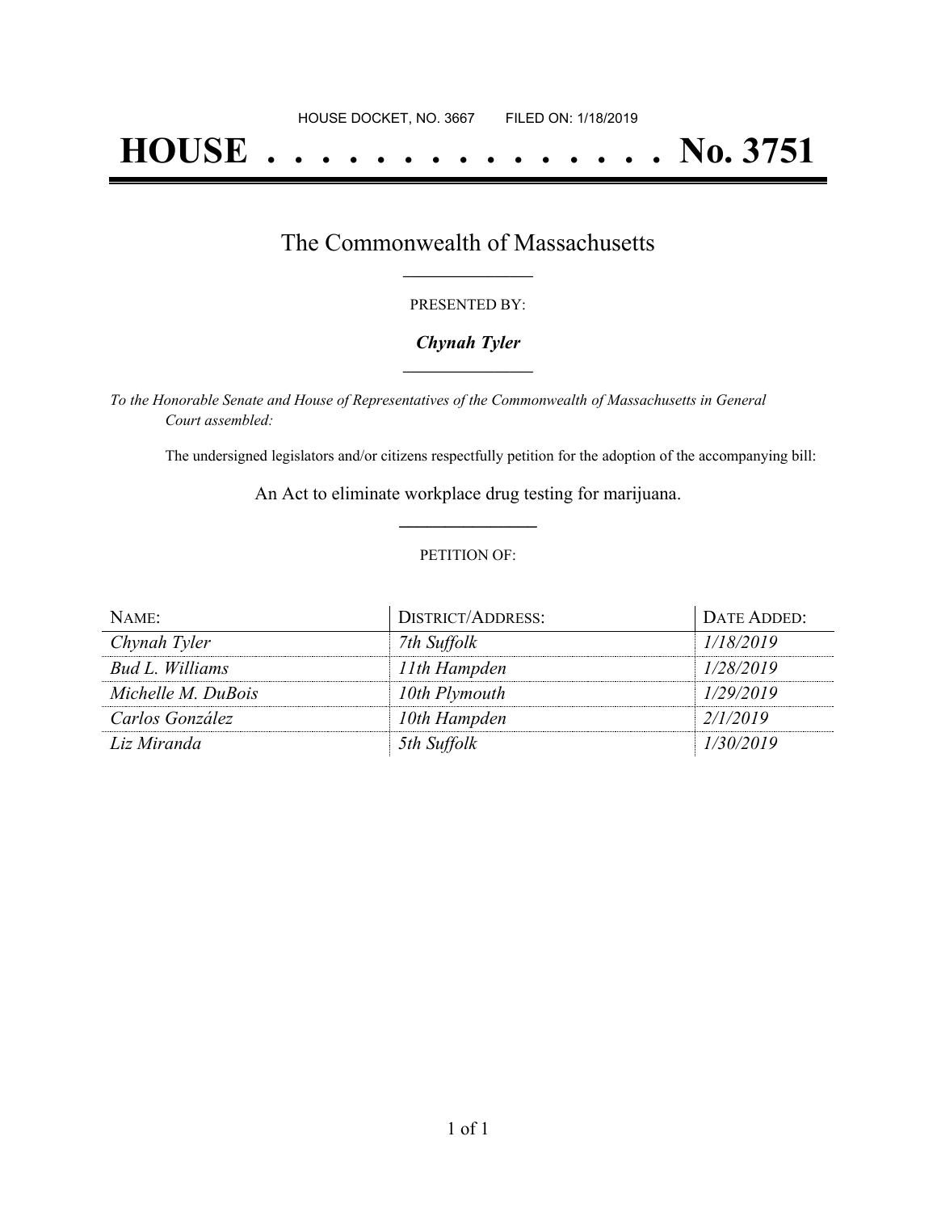HOUSE DOCKET, NO. 3667        FILED ON: 1/18/2019

# HOUSE . . . . . . . . . . . . . . . No. 3751

## The Commonwealth of Massachusetts

PRESENTED BY:

***Chynah Tyler***

*To the Honorable Senate and House of Representatives of the Commonwealth of Massachusetts in General Court assembled:*

The undersigned legislators and/or citizens respectfully petition for the adoption of the accompanying bill:

An Act to eliminate workplace drug testing for marijuana.

PETITION OF:

| NAME: | DISTRICT/ADDRESS: | DATE ADDED: |
| --- | --- | --- |
| *Chynah Tyler* | *7th Suffolk* | *1/18/2019* |
| *Bud L. Williams* | *11th Hampden* | *1/28/2019* |
| *Michelle M. DuBois* | *10th Plymouth* | *1/29/2019* |
| *Carlos González* | *10th Hampden* | *2/1/2019* |
| *Liz Miranda* | *5th Suffolk* | *1/30/2019* |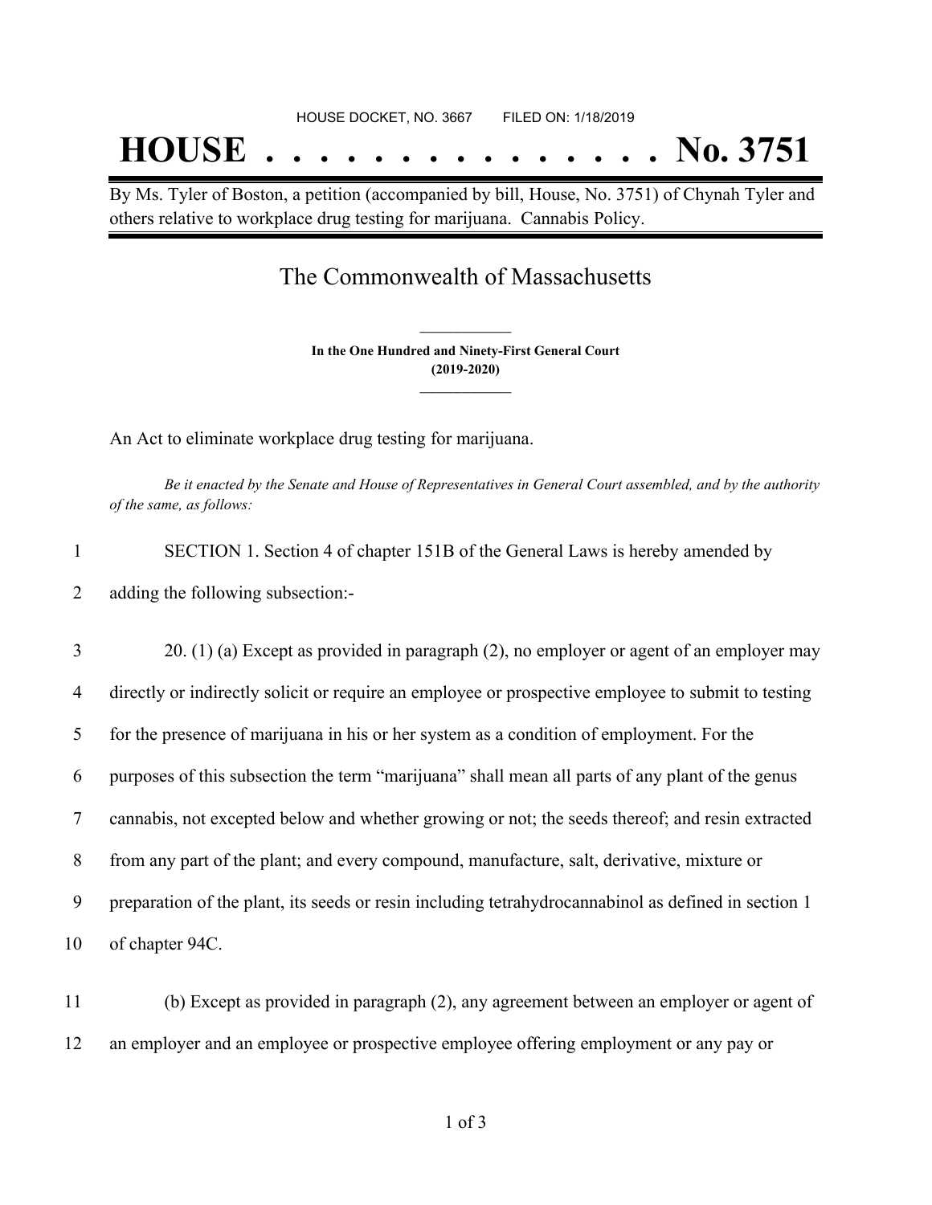HOUSE DOCKET, NO. 3667        FILED ON: 1/18/2019

# HOUSE . . . . . . . . . . . . . . . No. 3751

By Ms. Tyler of Boston, a petition (accompanied by bill, House, No. 3751) of Chynah Tyler and others relative to workplace drug testing for marijuana. Cannabis Policy.

## The Commonwealth of Massachusetts

**In the One Hundred and Ninety-First General Court**
**(2019-2020)**

An Act to eliminate workplace drug testing for marijuana.

*Be it enacted by the Senate and House of Representatives in General Court assembled, and by the authority of the same, as follows:*

1 SECTION 1. Section 4 of chapter 151B of the General Laws is hereby amended by
2 adding the following subsection:-

3 20. (1) (a) Except as provided in paragraph (2), no employer or agent of an employer may
4 directly or indirectly solicit or require an employee or prospective employee to submit to testing
5 for the presence of marijuana in his or her system as a condition of employment. For the
6 purposes of this subsection the term "marijuana" shall mean all parts of any plant of the genus
7 cannabis, not excepted below and whether growing or not; the seeds thereof; and resin extracted
8 from any part of the plant; and every compound, manufacture, salt, derivative, mixture or
9 preparation of the plant, its seeds or resin including tetrahydrocannabinol as defined in section 1
10 of chapter 94C.

11 (b) Except as provided in paragraph (2), any agreement between an employer or agent of
12 an employer and an employee or prospective employee offering employment or any pay or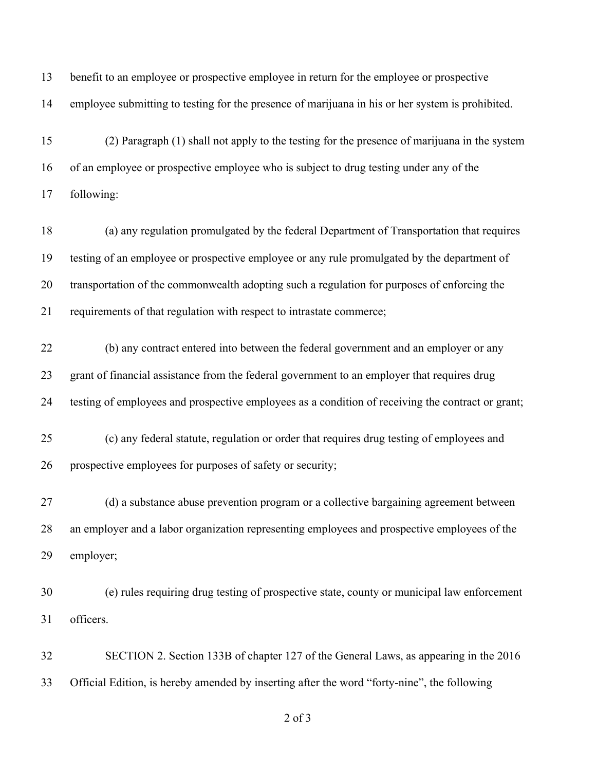benefit to an employee or prospective employee in return for the employee or prospective employee submitting to testing for the presence of marijuana in his or her system is prohibited.

(2) Paragraph (1) shall not apply to the testing for the presence of marijuana in the system of an employee or prospective employee who is subject to drug testing under any of the following:

(a) any regulation promulgated by the federal Department of Transportation that requires testing of an employee or prospective employee or any rule promulgated by the department of transportation of the commonwealth adopting such a regulation for purposes of enforcing the requirements of that regulation with respect to intrastate commerce;

(b) any contract entered into between the federal government and an employer or any grant of financial assistance from the federal government to an employer that requires drug testing of employees and prospective employees as a condition of receiving the contract or grant;

(c) any federal statute, regulation or order that requires drug testing of employees and prospective employees for purposes of safety or security;

(d) a substance abuse prevention program or a collective bargaining agreement between an employer and a labor organization representing employees and prospective employees of the employer;

(e) rules requiring drug testing of prospective state, county or municipal law enforcement officers.

SECTION 2. Section 133B of chapter 127 of the General Laws, as appearing in the 2016 Official Edition, is hereby amended by inserting after the word "forty-nine", the following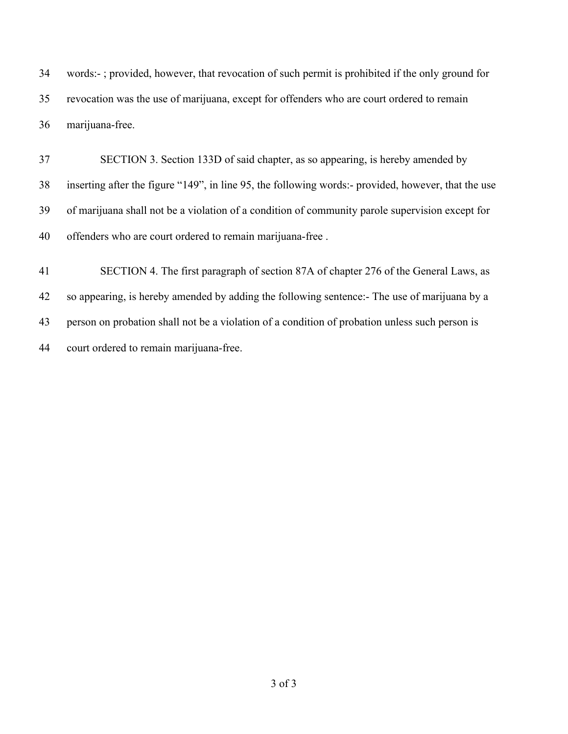words:- ; provided, however, that revocation of such permit is prohibited if the only ground for revocation was the use of marijuana, except for offenders who are court ordered to remain marijuana-free.

SECTION 3. Section 133D of said chapter, as so appearing, is hereby amended by inserting after the figure "149", in line 95, the following words:- provided, however, that the use of marijuana shall not be a violation of a condition of community parole supervision except for offenders who are court ordered to remain marijuana-free .

SECTION 4. The first paragraph of section 87A of chapter 276 of the General Laws, as so appearing, is hereby amended by adding the following sentence:- The use of marijuana by a person on probation shall not be a violation of a condition of probation unless such person is court ordered to remain marijuana-free.